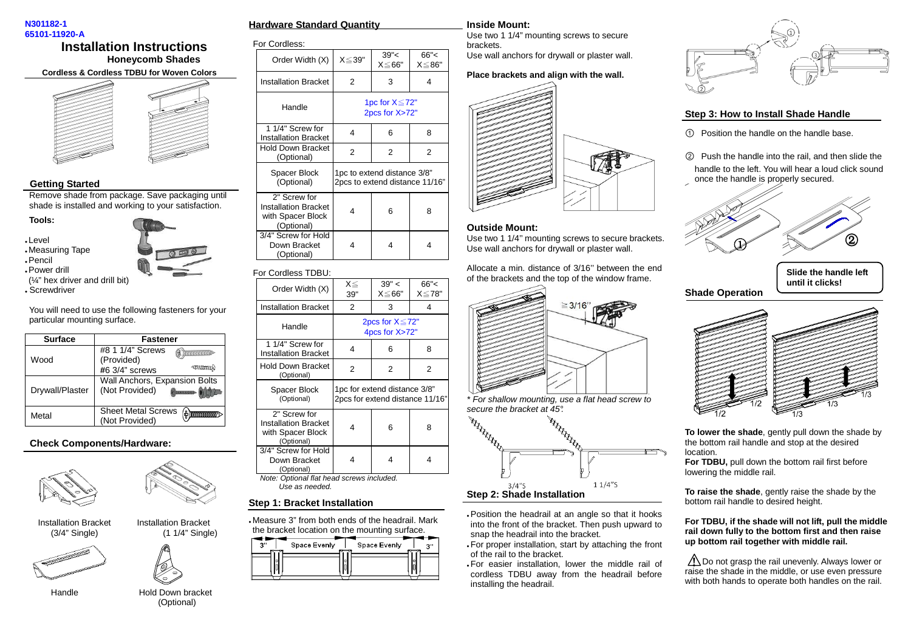N301182-1
65101-11920-A

# Installation Instructions

## Honeycomb Shades

**Cordless & Cordless TDBU for Woven Colors**

### Getting Started

Remove shade from package. Save packaging until shade is installed and working to your satisfaction.

**Tools:**

- Level
- Measuring Tape
- Pencil
- Power drill (¼" hex driver and drill bit)
- Screwdriver

You will need to use the following fasteners for your particular mounting surface.

| Surface | Fastener |
|---|---|
| Wood | #8 1 1/4" Screws (Provided) #6 3/4" screws |
| Drywall/Plaster | Wall Anchors, Expansion Bolts (Not Provided) |
| Metal | Sheet Metal Screws (Not Provided) |

### Check Components/Hardware:

Installation Bracket (3/4" Single)

Installation Bracket (1 1/4" Single)

Handle

Hold Down bracket (Optional)

### Hardware Standard Quantity

For Cordless:

| Order Width (X) | X≦39" | 39"< X≦66" | 66"< X≦86" |
|---|---|---|---|
| Installation Bracket | 2 | 3 | 4 |
| Handle | 1pc for X≦72" 2pcs for X>72" | | |
| 1 1/4" Screw for Installation Bracket | 4 | 6 | 8 |
| Hold Down Bracket (Optional) | 2 | 2 | 2 |
| Spacer Block (Optional) | 1pc to extend distance 3/8" 2pcs to extend distance 11/16" | | |
| 2" Screw for Installation Bracket with Spacer Block (Optional) | 4 | 6 | 8 |
| 3/4" Screw for Hold Down Bracket (Optional) | 4 | 4 | 4 |

For Cordless TDBU:

| Order Width (X) | X≦ 39" | 39" < X≦66" | 66"< X≦78" |
|---|---|---|---|
| Installation Bracket | 2 | 3 | 4 |
| Handle | 2pcs for X≦72" 4pcs for X>72" | | |
| 1 1/4" Screw for Installation Bracket | 4 | 6 | 8 |
| Hold Down Bracket (Optional) | 2 | 2 | 2 |
| Spacer Block (Optional) | 1pc for extend distance 3/8" 2pcs for extend distance 11/16" | | |
| 2" Screw for Installation Bracket with Spacer Block (Optional) | 4 | 6 | 8 |
| 3/4" Screw for Hold Down Bracket (Optional) | 4 | 4 | 4 |

*Note: Optional flat head screws included. Use as needed.*

### Step 1: Bracket Installation

- Measure 3" from both ends of the headrail. Mark the bracket location on the mounting surface.

3" Space Evenly Space Evenly 3"

**Inside Mount:**

Use two 1 1/4" mounting screws to secure brackets.
Use wall anchors for drywall or plaster wall.

**Place brackets and align with the wall.**

**Outside Mount:**

Use two 1 1/4" mounting screws to secure brackets.
Use wall anchors for drywall or plaster wall.

Allocate a min. distance of 3/16'' between the end of the brackets and the top of the window frame.

≧3/16''

*\* For shallow mounting, use a flat head screw to secure the bracket at 45°.*

3/4"S 1 1/4"S

### Step 2: Shade Installation

- Position the headrail at an angle so that it hooks into the front of the bracket. Then push upward to snap the headrail into the bracket.
- For proper installation, start by attaching the front of the rail to the bracket.
- For easier installation, lower the middle rail of cordless TDBU away from the headrail before installing the headrail.

### Step 3: How to Install Shade Handle

① Position the handle on the handle base.

② Push the handle into the rail, and then slide the handle to the left. You will hear a loud click sound once the handle is properly secured.

**Slide the handle left until it clicks!**

### Shade Operation

1/2 1/2 1/3 1/3 1/3

**To lower the shade**, gently pull down the shade by the bottom rail handle and stop at the desired location.
**For TDBU,** pull down the bottom rail first before lowering the middle rail.

**To raise the shade**, gently raise the shade by the bottom rail handle to desired height.

**For TDBU, if the shade will not lift, pull the middle rail down fully to the bottom first and then raise up bottom rail together with middle rail.**

⚠ Do not grasp the rail unevenly. Always lower or raise the shade in the middle, or use even pressure with both hands to operate both handles on the rail.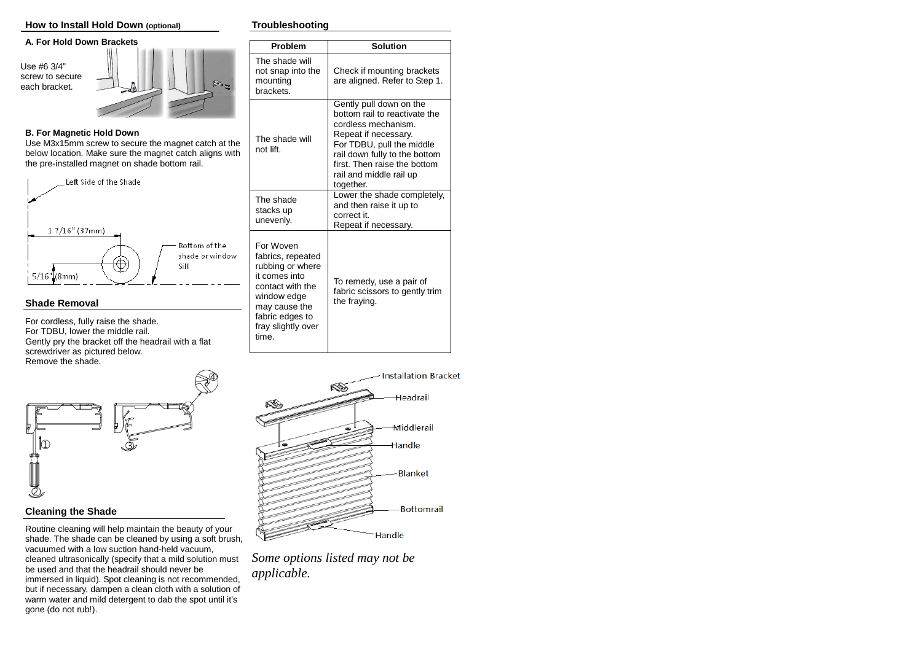## How to Install Hold Down (optional)

### A. For Hold Down Brackets

Use #6 3/4" screw to secure each bracket.

### B. For Magnetic Hold Down

Use M3x15mm screw to secure the magnet catch at the below location. Make sure the magnet catch aligns with the pre-installed magnet on shade bottom rail.

Left Side of the Shade

1 7/16" (37mm)

Bottom of the shade or window sill

5/16" (8mm)

## Shade Removal

For cordless, fully raise the shade.
For TDBU, lower the middle rail.
Gently pry the bracket off the headrail with a flat screwdriver as pictured below.
Remove the shade.

①

②

③

④

## Cleaning the Shade

Routine cleaning will help maintain the beauty of your shade. The shade can be cleaned by using a soft brush, vacuumed with a low suction hand-held vacuum, cleaned ultrasonically (specify that a mild solution must be used and that the headrail should never be immersed in liquid). Spot cleaning is not recommended, but if necessary, dampen a clean cloth with a solution of warm water and mild detergent to dab the spot until it's gone (do not rub!).

## Troubleshooting

| Problem | Solution |
|---|---|
| The shade will not snap into the mounting brackets. | Check if mounting brackets are aligned. Refer to Step 1. |
| The shade will not lift. | Gently pull down on the bottom rail to reactivate the cordless mechanism. Repeat if necessary. For TDBU, pull the middle rail down fully to the bottom first. Then raise the bottom rail and middle rail up together. |
| The shade stacks up unevenly. | Lower the shade completely, and then raise it up to correct it. Repeat if necessary. |
| For Woven fabrics, repeated rubbing or where it comes into contact with the window edge may cause the fabric edges to fray slightly over time. | To remedy, use a pair of fabric scissors to gently trim the fraying. |

Installation Bracket

Headrail

Middlerail

Handle

Blanket

Bottomrail

Handle

*Some options listed may not be applicable.*